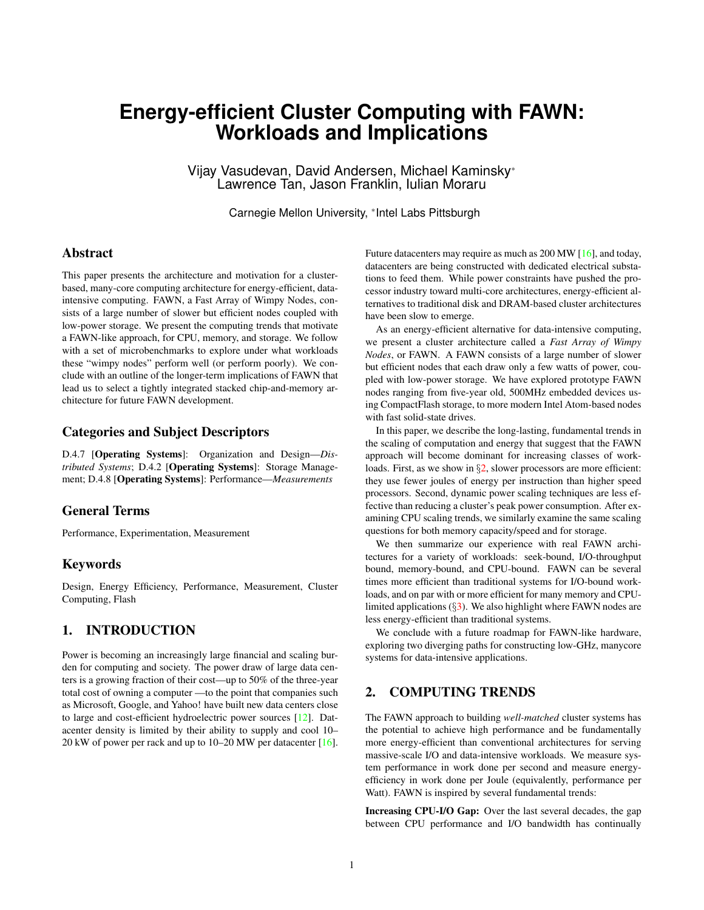# Energy-efficient Cluster Computing with FAWN: Workloads and Implications

Vijay Vasudevan, David Andersen, Michael Kaminsky*
Lawrence Tan, Jason Franklin, Iulian Moraru

Carnegie Mellon University, *Intel Labs Pittsburgh

## Abstract

This paper presents the architecture and motivation for a cluster-based, many-core computing architecture for energy-efficient, data-intensive computing. FAWN, a Fast Array of Wimpy Nodes, consists of a large number of slower but efficient nodes coupled with low-power storage. We present the computing trends that motivate a FAWN-like approach, for CPU, memory, and storage. We follow with a set of microbenchmarks to explore under what workloads these "wimpy nodes" perform well (or perform poorly). We conclude with an outline of the longer-term implications of FAWN that lead us to select a tightly integrated stacked chip-and-memory architecture for future FAWN development.

## Categories and Subject Descriptors

D.4.7 [**Operating Systems**]: Organization and Design—*Distributed Systems*; D.4.2 [**Operating Systems**]: Storage Management; D.4.8 [**Operating Systems**]: Performance—*Measurements*

## General Terms

Performance, Experimentation, Measurement

## Keywords

Design, Energy Efficiency, Performance, Measurement, Cluster Computing, Flash

## 1. INTRODUCTION

Power is becoming an increasingly large financial and scaling burden for computing and society. The power draw of large data centers is a growing fraction of their cost—up to 50% of the three-year total cost of owning a computer —to the point that companies such as Microsoft, Google, and Yahoo! have built new data centers close to large and cost-efficient hydroelectric power sources [12]. Datacenter density is limited by their ability to supply and cool 10–20 kW of power per rack and up to 10–20 MW per datacenter [16]. Future datacenters may require as much as 200 MW [16], and today, datacenters are being constructed with dedicated electrical substations to feed them. While power constraints have pushed the processor industry toward multi-core architectures, energy-efficient alternatives to traditional disk and DRAM-based cluster architectures have been slow to emerge.

As an energy-efficient alternative for data-intensive computing, we present a cluster architecture called a *Fast Array of Wimpy Nodes*, or FAWN. A FAWN consists of a large number of slower but efficient nodes that each draw only a few watts of power, coupled with low-power storage. We have explored prototype FAWN nodes ranging from five-year old, 500MHz embedded devices using CompactFlash storage, to more modern Intel Atom-based nodes with fast solid-state drives.

In this paper, we describe the long-lasting, fundamental trends in the scaling of computation and energy that suggest that the FAWN approach will become dominant for increasing classes of workloads. First, as we show in §2, slower processors are more efficient: they use fewer joules of energy per instruction than higher speed processors. Second, dynamic power scaling techniques are less effective than reducing a cluster's peak power consumption. After examining CPU scaling trends, we similarly examine the same scaling questions for both memory capacity/speed and for storage.

We then summarize our experience with real FAWN architectures for a variety of workloads: seek-bound, I/O-throughput bound, memory-bound, and CPU-bound. FAWN can be several times more efficient than traditional systems for I/O-bound workloads, and on par with or more efficient for many memory and CPU-limited applications (§3). We also highlight where FAWN nodes are less energy-efficient than traditional systems.

We conclude with a future roadmap for FAWN-like hardware, exploring two diverging paths for constructing low-GHz, manycore systems for data-intensive applications.

## 2. COMPUTING TRENDS

The FAWN approach to building *well-matched* cluster systems has the potential to achieve high performance and be fundamentally more energy-efficient than conventional architectures for serving massive-scale I/O and data-intensive workloads. We measure system performance in work done per second and measure energy-efficiency in work done per Joule (equivalently, performance per Watt). FAWN is inspired by several fundamental trends:

**Increasing CPU-I/O Gap:** Over the last several decades, the gap between CPU performance and I/O bandwidth has continually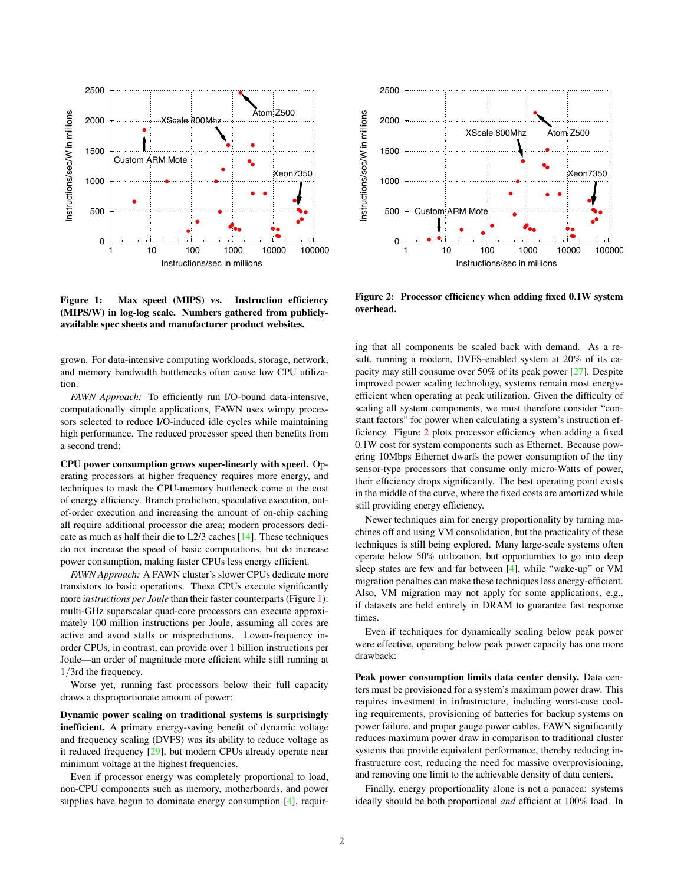**Figure 1: Max speed (MIPS) vs. Instruction efficiency (MIPS/W) in log-log scale. Numbers gathered from publicly-available spec sheets and manufacturer product websites.**

**Figure 2: Processor efficiency when adding fixed 0.1W system overhead.**

grown. For data-intensive computing workloads, storage, network, and memory bandwidth bottlenecks often cause low CPU utilization.

*FAWN Approach:* To efficiently run I/O-bound data-intensive, computationally simple applications, FAWN uses wimpy processors selected to reduce I/O-induced idle cycles while maintaining high performance. The reduced processor speed then benefits from a second trend:

**CPU power consumption grows super-linearly with speed.** Operating processors at higher frequency requires more energy, and techniques to mask the CPU-memory bottleneck come at the cost of energy efficiency. Branch prediction, speculative execution, out-of-order execution and increasing the amount of on-chip caching all require additional processor die area; modern processors dedicate as much as half their die to L2/3 caches [14]. These techniques do not increase the speed of basic computations, but do increase power consumption, making faster CPUs less energy efficient.

*FAWN Approach:* A FAWN cluster's slower CPUs dedicate more transistors to basic operations. These CPUs execute significantly more *instructions per Joule* than their faster counterparts (Figure 1): multi-GHz superscalar quad-core processors can execute approximately 100 million instructions per Joule, assuming all cores are active and avoid stalls or mispredictions. Lower-frequency in-order CPUs, in contrast, can provide over 1 billion instructions per Joule—an order of magnitude more efficient while still running at $1/3$rd the frequency.

Worse yet, running fast processors below their full capacity draws a disproportionate amount of power:

**Dynamic power scaling on traditional systems is surprisingly inefficient.** A primary energy-saving benefit of dynamic voltage and frequency scaling (DVFS) was its ability to reduce voltage as it reduced frequency [29], but modern CPUs already operate near minimum voltage at the highest frequencies.

Even if processor energy was completely proportional to load, non-CPU components such as memory, motherboards, and power supplies have begun to dominate energy consumption [4], requiring that all components be scaled back with demand. As a result, running a modern, DVFS-enabled system at 20% of its capacity may still consume over 50% of its peak power [27]. Despite improved power scaling technology, systems remain most energy-efficient when operating at peak utilization. Given the difficulty of scaling all system components, we must therefore consider "constant factors" for power when calculating a system's instruction efficiency. Figure 2 plots processor efficiency when adding a fixed 0.1W cost for system components such as Ethernet. Because powering 10Mbps Ethernet dwarfs the power consumption of the tiny sensor-type processors that consume only micro-Watts of power, their efficiency drops significantly. The best operating point exists in the middle of the curve, where the fixed costs are amortized while still providing energy efficiency.

Newer techniques aim for energy proportionality by turning machines off and using VM consolidation, but the practicality of these techniques is still being explored. Many large-scale systems often operate below 50% utilization, but opportunities to go into deep sleep states are few and far between [4], while "wake-up" or VM migration penalties can make these techniques less energy-efficient. Also, VM migration may not apply for some applications, e.g., if datasets are held entirely in DRAM to guarantee fast response times.

Even if techniques for dynamically scaling below peak power were effective, operating below peak power capacity has one more drawback:

**Peak power consumption limits data center density.** Data centers must be provisioned for a system's maximum power draw. This requires investment in infrastructure, including worst-case cooling requirements, provisioning of batteries for backup systems on power failure, and proper gauge power cables. FAWN significantly reduces maximum power draw in comparison to traditional cluster systems that provide equivalent performance, thereby reducing infrastructure cost, reducing the need for massive overprovisioning, and removing one limit to the achievable density of data centers.

Finally, energy proportionality alone is not a panacea: systems ideally should be both proportional *and* efficient at 100% load. In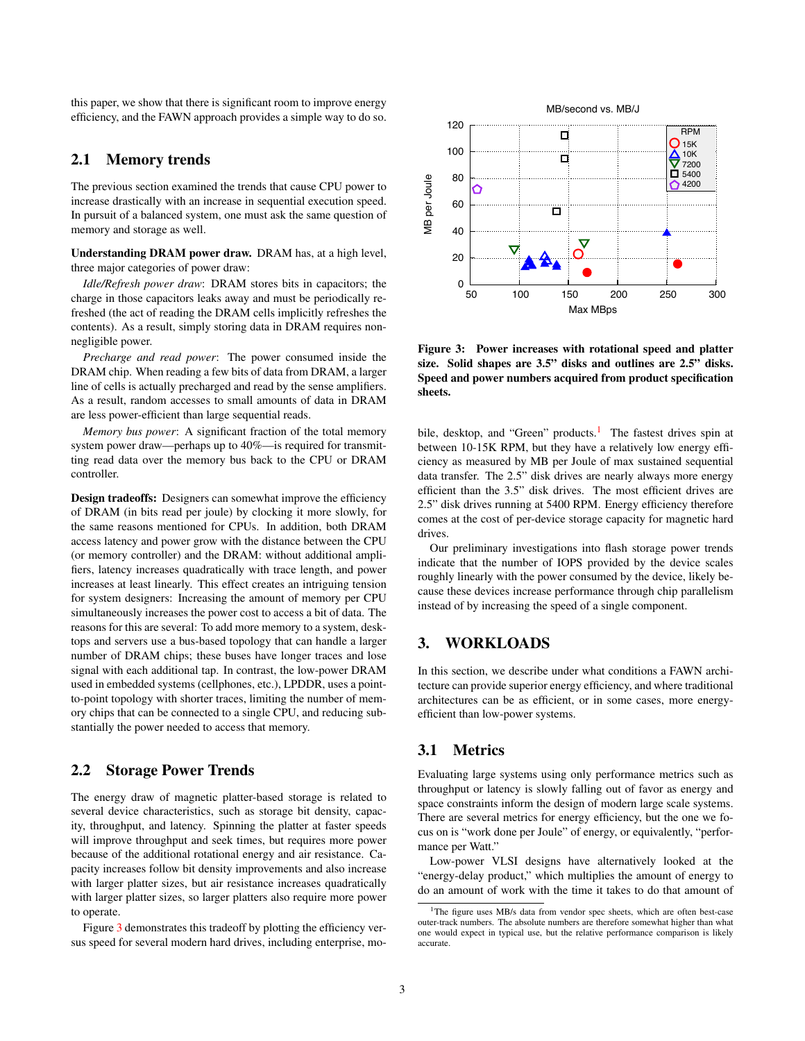this paper, we show that there is significant room to improve energy efficiency, and the FAWN approach provides a simple way to do so.

## 2.1 Memory trends

The previous section examined the trends that cause CPU power to increase drastically with an increase in sequential execution speed. In pursuit of a balanced system, one must ask the same question of memory and storage as well.

**Understanding DRAM power draw.** DRAM has, at a high level, three major categories of power draw:

*Idle/Refresh power draw*: DRAM stores bits in capacitors; the charge in those capacitors leaks away and must be periodically refreshed (the act of reading the DRAM cells implicitly refreshes the contents). As a result, simply storing data in DRAM requires non-negligible power.

*Precharge and read power*: The power consumed inside the DRAM chip. When reading a few bits of data from DRAM, a larger line of cells is actually precharged and read by the sense amplifiers. As a result, random accesses to small amounts of data in DRAM are less power-efficient than large sequential reads.

*Memory bus power*: A significant fraction of the total memory system power draw—perhaps up to 40%—is required for transmitting read data over the memory bus back to the CPU or DRAM controller.

**Design tradeoffs:** Designers can somewhat improve the efficiency of DRAM (in bits read per joule) by clocking it more slowly, for the same reasons mentioned for CPUs. In addition, both DRAM access latency and power grow with the distance between the CPU (or memory controller) and the DRAM: without additional amplifiers, latency increases quadratically with trace length, and power increases at least linearly. This effect creates an intriguing tension for system designers: Increasing the amount of memory per CPU simultaneously increases the power cost to access a bit of data. The reasons for this are several: To add more memory to a system, desktops and servers use a bus-based topology that can handle a larger number of DRAM chips; these buses have longer traces and lose signal with each additional tap. In contrast, the low-power DRAM used in embedded systems (cellphones, etc.), LPDDR, uses a point-to-point topology with shorter traces, limiting the number of memory chips that can be connected to a single CPU, and reducing substantially the power needed to access that memory.

## 2.2 Storage Power Trends

The energy draw of magnetic platter-based storage is related to several device characteristics, such as storage bit density, capacity, throughput, and latency. Spinning the platter at faster speeds will improve throughput and seek times, but requires more power because of the additional rotational energy and air resistance. Capacity increases follow bit density improvements and also increase with larger platter sizes, but air resistance increases quadratically with larger platter sizes, so larger platters also require more power to operate.

Figure 3 demonstrates this tradeoff by plotting the efficiency versus speed for several modern hard drives, including enterprise, mobile, desktop, and "Green" products.[1] The fastest drives spin at between 10-15K RPM, but they have a relatively low energy efficiency as measured by MB per Joule of max sustained sequential data transfer. The 2.5" disk drives are nearly always more energy efficient than the 3.5" disk drives. The most efficient drives are 2.5" disk drives running at 5400 RPM. Energy efficiency therefore comes at the cost of per-device storage capacity for magnetic hard drives.

**Figure 3: Power increases with rotational speed and platter size. Solid shapes are 3.5" disks and outlines are 2.5" disks. Speed and power numbers acquired from product specification sheets.**

Our preliminary investigations into flash storage power trends indicate that the number of IOPS provided by the device scales roughly linearly with the power consumed by the device, likely because these devices increase performance through chip parallelism instead of by increasing the speed of a single component.

# 3. WORKLOADS

In this section, we describe under what conditions a FAWN architecture can provide superior energy efficiency, and where traditional architectures can be as efficient, or in some cases, more energy-efficient than low-power systems.

## 3.1 Metrics

Evaluating large systems using only performance metrics such as throughput or latency is slowly falling out of favor as energy and space constraints inform the design of modern large scale systems. There are several metrics for energy efficiency, but the one we focus on is "work done per Joule" of energy, or equivalently, "performance per Watt."

Low-power VLSI designs have alternatively looked at the "energy-delay product," which multiplies the amount of energy to do an amount of work with the time it takes to do that amount of

[1] The figure uses MB/s data from vendor spec sheets, which are often best-case outer-track numbers. The absolute numbers are therefore somewhat higher than what one would expect in typical use, but the relative performance comparison is likely accurate.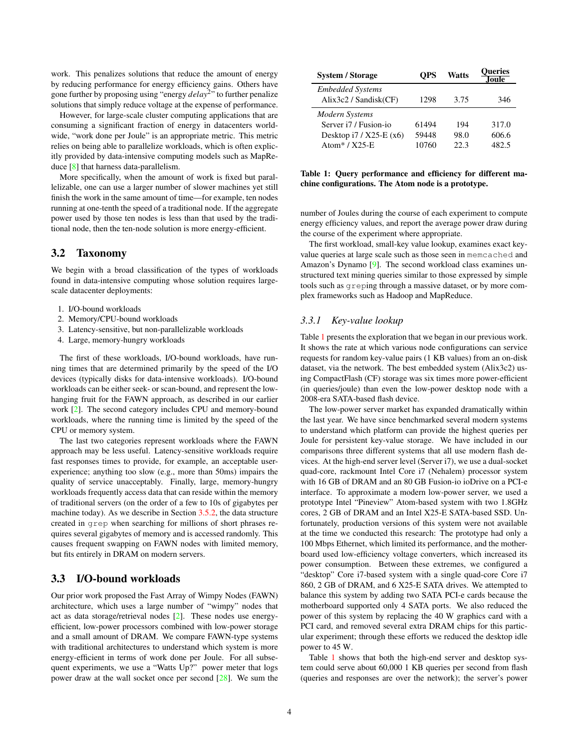work. This penalizes solutions that reduce the amount of energy by reducing performance for energy efficiency gains. Others have gone further by proposing using "energy $delay^2$" to further penalize solutions that simply reduce voltage at the expense of performance.

However, for large-scale cluster computing applications that are consuming a significant fraction of energy in datacenters worldwide, "work done per Joule" is an appropriate metric. This metric relies on being able to parallelize workloads, which is often explicitly provided by data-intensive computing models such as MapReduce [8] that harness data-parallelism.

More specifically, when the amount of work is fixed but parallelizable, one can use a larger number of slower machines yet still finish the work in the same amount of time—for example, ten nodes running at one-tenth the speed of a traditional node. If the aggregate power used by those ten nodes is less than that used by the traditional node, then the ten-node solution is more energy-efficient.

## 3.2 Taxonomy

We begin with a broad classification of the types of workloads found in data-intensive computing whose solution requires large-scale datacenter deployments:

1. I/O-bound workloads
2. Memory/CPU-bound workloads
3. Latency-sensitive, but non-parallelizable workloads
4. Large, memory-hungry workloads

The first of these workloads, I/O-bound workloads, have running times that are determined primarily by the speed of the I/O devices (typically disks for data-intensive workloads). I/O-bound workloads can be either seek- or scan-bound, and represent the low-hanging fruit for the FAWN approach, as described in our earlier work [2]. The second category includes CPU and memory-bound workloads, where the running time is limited by the speed of the CPU or memory system.

The last two categories represent workloads where the FAWN approach may be less useful. Latency-sensitive workloads require fast responses times to provide, for example, an acceptable user-experience; anything too slow (e.g., more than 50ms) impairs the quality of service unacceptably. Finally, large, memory-hungry workloads frequently access data that can reside within the memory of traditional servers (on the order of a few to 10s of gigabytes per machine today). As we describe in Section 3.5.2, the data structure created in `grep` when searching for millions of short phrases requires several gigabytes of memory and is accessed randomly. This causes frequent swapping on FAWN nodes with limited memory, but fits entirely in DRAM on modern servers.

## 3.3 I/O-bound workloads

Our prior work proposed the Fast Array of Wimpy Nodes (FAWN) architecture, which uses a large number of "wimpy" nodes that act as data storage/retrieval nodes [2]. These nodes use energy-efficient, low-power processors combined with low-power storage and a small amount of DRAM. We compare FAWN-type systems with traditional architectures to understand which system is more energy-efficient in terms of work done per Joule. For all subsequent experiments, we use a "Watts Up?" power meter that logs power draw at the wall socket once per second [28]. We sum the number of Joules during the course of each experiment to compute energy efficiency values, and report the average power draw during the course of the experiment where appropriate.

| System / Storage | QPS | Watts | Queries/Joule |
|---|---|---|---|
| *Embedded Systems* | | | |
| Alix3c2 / Sandisk(CF) | 1298 | 3.75 | 346 |
| *Modern Systems* | | | |
| Server i7 / Fusion-io | 61494 | 194 | 317.0 |
| Desktop i7 / X25-E (x6) | 59448 | 98.0 | 606.6 |
| Atom* / X25-E | 10760 | 22.3 | 482.5 |

**Table 1: Query performance and efficiency for different machine configurations. The Atom node is a prototype.**

The first workload, small-key value lookup, examines exact key-value queries at large scale such as those seen in `memcached` and Amazon's Dynamo [9]. The second workload class examines unstructured text mining queries similar to those expressed by simple tools such as `grep`ing through a massive dataset, or by more complex frameworks such as Hadoop and MapReduce.

### 3.3.1 *Key-value lookup*

Table 1 presents the exploration that we began in our previous work. It shows the rate at which various node configurations can service requests for random key-value pairs (1 KB values) from an on-disk dataset, via the network. The best embedded system (Alix3c2) using CompactFlash (CF) storage was six times more power-efficient (in queries/joule) than even the low-power desktop node with a 2008-era SATA-based flash device.

The low-power server market has expanded dramatically within the last year. We have since benchmarked several modern systems to understand which platform can provide the highest queries per Joule for persistent key-value storage. We have included in our comparisons three different systems that all use modern flash devices. At the high-end server level (Server i7), we use a dual-socket quad-core, rackmount Intel Core i7 (Nehalem) processor system with 16 GB of DRAM and an 80 GB Fusion-io ioDrive on a PCI-e interface. To approximate a modern low-power server, we used a prototype Intel "Pineview" Atom-based system with two 1.8GHz cores, 2 GB of DRAM and an Intel X25-E SATA-based SSD. Unfortunately, production versions of this system were not available at the time we conducted this research: The prototype had only a 100 Mbps Ethernet, which limited its performance, and the motherboard used low-efficiency voltage converters, which increased its power consumption. Between these extremes, we configured a "desktop" Core i7-based system with a single quad-core Core i7 860, 2 GB of DRAM, and 6 X25-E SATA drives. We attempted to balance this system by adding two SATA PCI-e cards because the motherboard supported only 4 SATA ports. We also reduced the power of this system by replacing the 40 W graphics card with a PCI card, and removed several extra DRAM chips for this particular experiment; through these efforts we reduced the desktop idle power to 45 W.

Table 1 shows that both the high-end server and desktop system could serve about 60,000 1 KB queries per second from flash (queries and responses are over the network); the server's power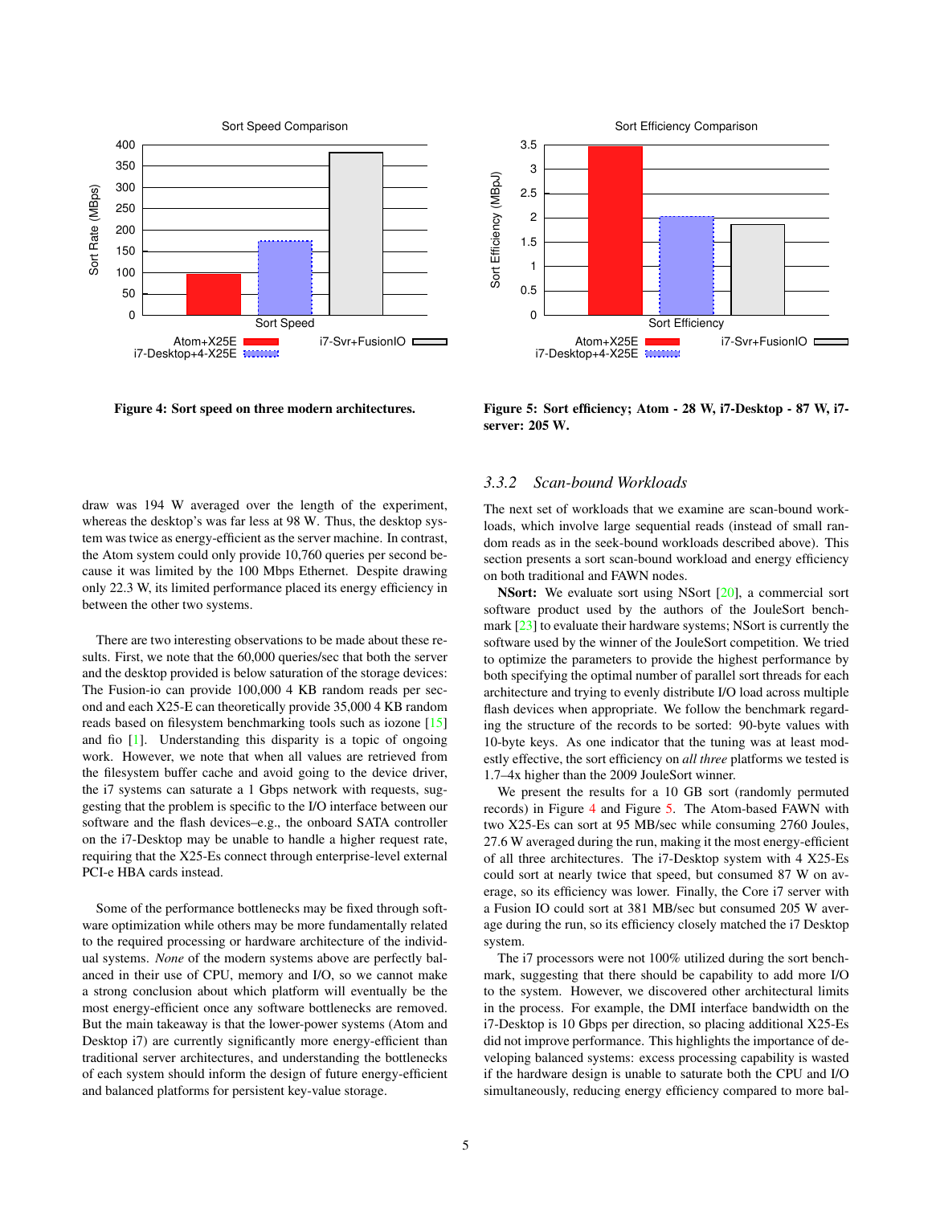Figure 4: Sort speed on three modern architectures.

Figure 5: Sort efficiency; Atom - 28 W, i7-Desktop - 87 W, i7-server: 205 W.

draw was 194 W averaged over the length of the experiment, whereas the desktop's was far less at 98 W. Thus, the desktop system was twice as energy-efficient as the server machine. In contrast, the Atom system could only provide 10,760 queries per second because it was limited by the 100 Mbps Ethernet. Despite drawing only 22.3 W, its limited performance placed its energy efficiency in between the other two systems.

There are two interesting observations to be made about these results. First, we note that the 60,000 queries/sec that both the server and the desktop provided is below saturation of the storage devices: The Fusion-io can provide 100,000 4 KB random reads per second and each X25-E can theoretically provide 35,000 4 KB random reads based on filesystem benchmarking tools such as iozone [15] and fio [1]. Understanding this disparity is a topic of ongoing work. However, we note that when all values are retrieved from the filesystem buffer cache and avoid going to the device driver, the i7 systems can saturate a 1 Gbps network with requests, suggesting that the problem is specific to the I/O interface between our software and the flash devices–e.g., the onboard SATA controller on the i7-Desktop may be unable to handle a higher request rate, requiring that the X25-Es connect through enterprise-level external PCI-e HBA cards instead.

Some of the performance bottlenecks may be fixed through software optimization while others may be more fundamentally related to the required processing or hardware architecture of the individual systems. *None* of the modern systems above are perfectly balanced in their use of CPU, memory and I/O, so we cannot make a strong conclusion about which platform will eventually be the most energy-efficient once any software bottlenecks are removed. But the main takeaway is that the lower-power systems (Atom and Desktop i7) are currently significantly more energy-efficient than traditional server architectures, and understanding the bottlenecks of each system should inform the design of future energy-efficient and balanced platforms for persistent key-value storage.

### 3.3.2 Scan-bound Workloads

The next set of workloads that we examine are scan-bound workloads, which involve large sequential reads (instead of small random reads as in the seek-bound workloads described above). This section presents a sort scan-bound workload and energy efficiency on both traditional and FAWN nodes.

**NSort:** We evaluate sort using NSort [20], a commercial sort software product used by the authors of the JouleSort benchmark [23] to evaluate their hardware systems; NSort is currently the software used by the winner of the JouleSort competition. We tried to optimize the parameters to provide the highest performance by both specifying the optimal number of parallel sort threads for each architecture and trying to evenly distribute I/O load across multiple flash devices when appropriate. We follow the benchmark regarding the structure of the records to be sorted: 90-byte values with 10-byte keys. As one indicator that the tuning was at least modestly effective, the sort efficiency on *all three* platforms we tested is 1.7–4x higher than the 2009 JouleSort winner.

We present the results for a 10 GB sort (randomly permuted records) in Figure 4 and Figure 5. The Atom-based FAWN with two X25-Es can sort at 95 MB/sec while consuming 2760 Joules, 27.6 W averaged during the run, making it the most energy-efficient of all three architectures. The i7-Desktop system with 4 X25-Es could sort at nearly twice that speed, but consumed 87 W on average, so its efficiency was lower. Finally, the Core i7 server with a Fusion IO could sort at 381 MB/sec but consumed 205 W average during the run, so its efficiency closely matched the i7 Desktop system.

The i7 processors were not 100% utilized during the sort benchmark, suggesting that there should be capability to add more I/O to the system. However, we discovered other architectural limits in the process. For example, the DMI interface bandwidth on the i7-Desktop is 10 Gbps per direction, so placing additional X25-Es did not improve performance. This highlights the importance of developing balanced systems: excess processing capability is wasted if the hardware design is unable to saturate both the CPU and I/O simultaneously, reducing energy efficiency compared to more bal-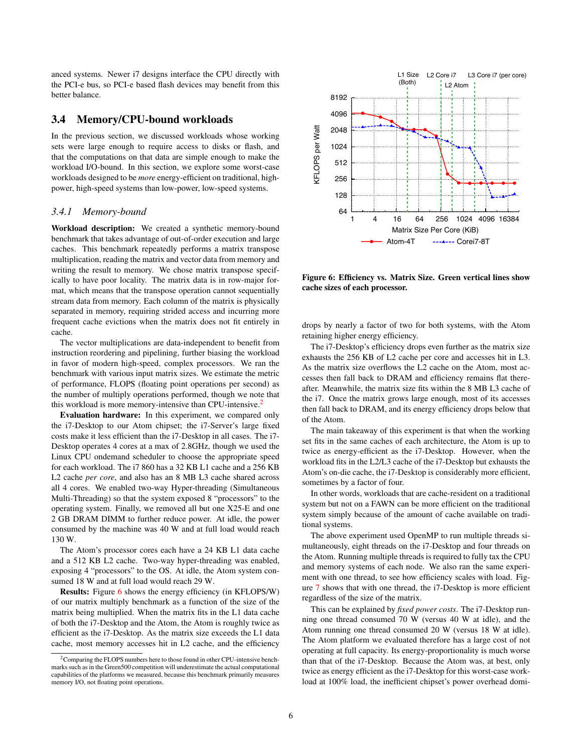anced systems. Newer i7 designs interface the CPU directly with the PCI-e bus, so PCI-e based flash devices may benefit from this better balance.

## 3.4 Memory/CPU-bound workloads

In the previous section, we discussed workloads whose working sets were large enough to require access to disks or flash, and that the computations on that data are simple enough to make the workload I/O-bound. In this section, we explore some worst-case workloads designed to be *more* energy-efficient on traditional, high-power, high-speed systems than low-power, low-speed systems.

### *3.4.1 Memory-bound*

**Workload description:** We created a synthetic memory-bound benchmark that takes advantage of out-of-order execution and large caches. This benchmark repeatedly performs a matrix transpose multiplication, reading the matrix and vector data from memory and writing the result to memory. We chose matrix transpose specifically to have poor locality. The matrix data is in row-major format, which means that the transpose operation cannot sequentially stream data from memory. Each column of the matrix is physically separated in memory, requiring strided access and incurring more frequent cache evictions when the matrix does not fit entirely in cache.

The vector multiplications are data-independent to benefit from instruction reordering and pipelining, further biasing the workload in favor of modern high-speed, complex processors. We ran the benchmark with various input matrix sizes. We estimate the metric of performance, FLOPS (floating point operations per second) as the number of multiply operations performed, though we note that this workload is more memory-intensive than CPU-intensive.[2]

**Evaluation hardware:** In this experiment, we compared only the i7-Desktop to our Atom chipset; the i7-Server's large fixed costs make it less efficient than the i7-Desktop in all cases. The i7-Desktop operates 4 cores at a max of 2.8GHz, though we used the Linux CPU ondemand scheduler to choose the appropriate speed for each workload. The i7 860 has a 32 KB L1 cache and a 256 KB L2 cache *per core*, and also has an 8 MB L3 cache shared across all 4 cores. We enabled two-way Hyper-threading (Simultaneous Multi-Threading) so that the system exposed 8 "processors" to the operating system. Finally, we removed all but one X25-E and one 2 GB DRAM DIMM to further reduce power. At idle, the power consumed by the machine was 40 W and at full load would reach 130 W.

The Atom's processor cores each have a 24 KB L1 data cache and a 512 KB L2 cache. Two-way hyper-threading was enabled, exposing 4 "processors" to the OS. At idle, the Atom system consumed 18 W and at full load would reach 29 W.

**Results:** Figure 6 shows the energy efficiency (in KFLOPS/W) of our matrix multiply benchmark as a function of the size of the matrix being multiplied. When the matrix fits in the L1 data cache of both the i7-Desktop and the Atom, the Atom is roughly twice as efficient as the i7-Desktop. As the matrix size exceeds the L1 data cache, most memory accesses hit in L2 cache, and the efficiency drops by nearly a factor of two for both systems, with the Atom retaining higher energy efficiency.

**Figure 6: Efficiency vs. Matrix Size. Green vertical lines show cache sizes of each processor.**

The i7-Desktop's efficiency drops even further as the matrix size exhausts the 256 KB of L2 cache per core and accesses hit in L3. As the matrix size overflows the L2 cache on the Atom, most accesses then fall back to DRAM and efficiency remains flat thereafter. Meanwhile, the matrix size fits within the 8 MB L3 cache of the i7. Once the matrix grows large enough, most of its accesses then fall back to DRAM, and its energy efficiency drops below that of the Atom.

The main takeaway of this experiment is that when the working set fits in the same caches of each architecture, the Atom is up to twice as energy-efficient as the i7-Desktop. However, when the workload fits in the L2/L3 cache of the i7-Desktop but exhausts the Atom's on-die cache, the i7-Desktop is considerably more efficient, sometimes by a factor of four.

In other words, workloads that are cache-resident on a traditional system but not on a FAWN can be more efficient on the traditional system simply because of the amount of cache available on traditional systems.

The above experiment used OpenMP to run multiple threads simultaneously, eight threads on the i7-Desktop and four threads on the Atom. Running multiple threads is required to fully tax the CPU and memory systems of each node. We also ran the same experiment with one thread, to see how efficiency scales with load. Figure 7 shows that with one thread, the i7-Desktop is more efficient regardless of the size of the matrix.

This can be explained by *fixed power costs*. The i7-Desktop running one thread consumed 70 W (versus 40 W at idle), and the Atom running one thread consumed 20 W (versus 18 W at idle). The Atom platform we evaluated therefore has a large cost of not operating at full capacity. Its energy-proportionality is much worse than that of the i7-Desktop. Because the Atom was, at best, only twice as energy efficient as the i7-Desktop for this worst-case workload at 100% load, the inefficient chipset's power overhead domi-

[2] Comparing the FLOPS numbers here to those found in other CPU-intensive benchmarks such as in the Green500 competition will underestimate the actual computational capabilities of the platforms we measured, because this benchmark primarily measures memory I/O, not floating point operations.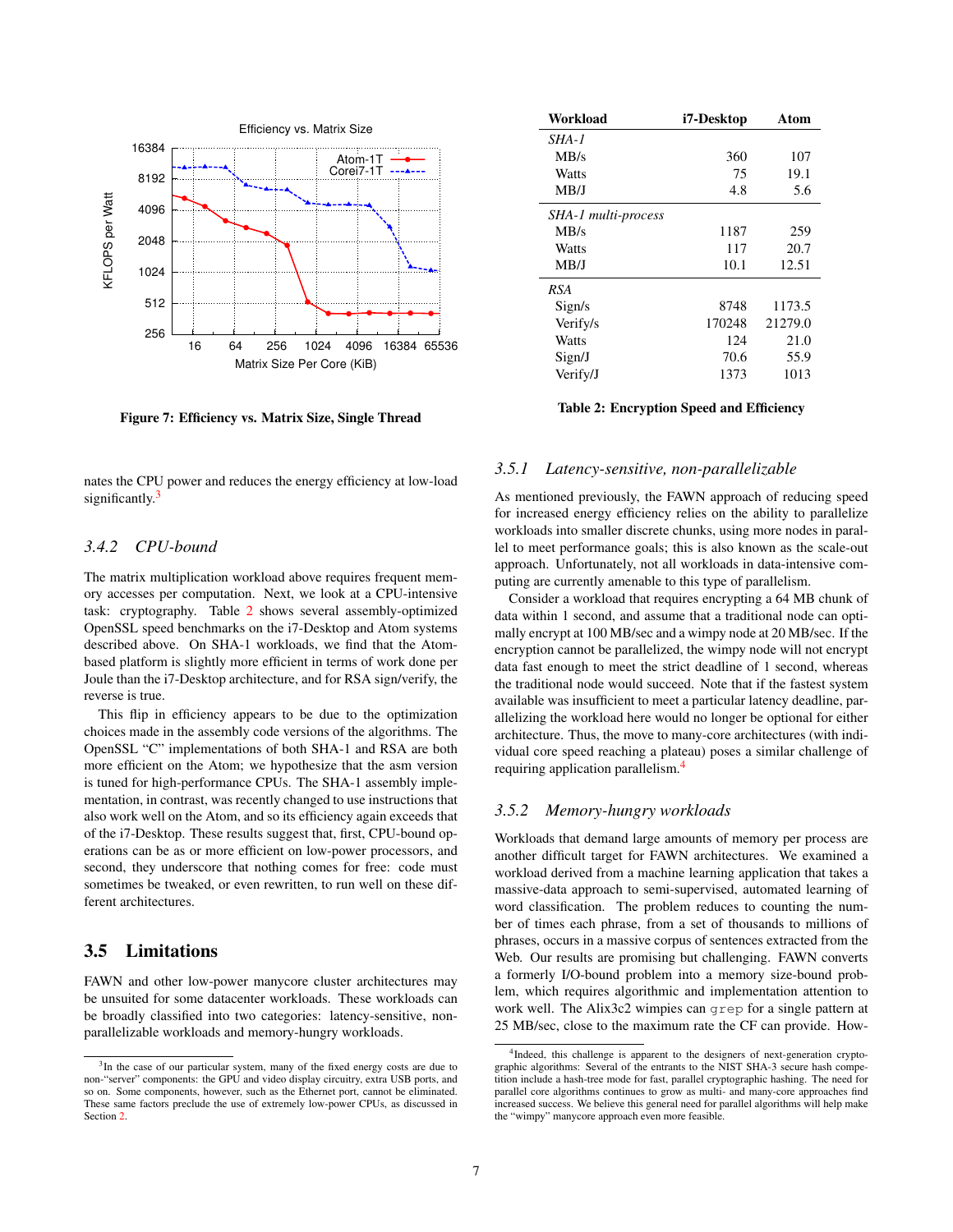Figure 7: Efficiency vs. Matrix Size, Single Thread

| Workload | i7-Desktop | Atom |
|---|---|---|
| *SHA-1* | | |
| MB/s | 360 | 107 |
| Watts | 75 | 19.1 |
| MB/J | 4.8 | 5.6 |
| *SHA-1 multi-process* | | |
| MB/s | 1187 | 259 |
| Watts | 117 | 20.7 |
| MB/J | 10.1 | 12.51 |
| *RSA* | | |
| Sign/s | 8748 | 1173.5 |
| Verify/s | 170248 | 21279.0 |
| Watts | 124 | 21.0 |
| Sign/J | 70.6 | 55.9 |
| Verify/J | 1373 | 1013 |

**Table 2: Encryption Speed and Efficiency**

nates the CPU power and reduces the energy efficiency at low-load significantly.[3]

### 3.4.2 *CPU-bound*

The matrix multiplication workload above requires frequent memory accesses per computation. Next, we look at a CPU-intensive task: cryptography. Table 2 shows several assembly-optimized OpenSSL speed benchmarks on the i7-Desktop and Atom systems described above. On SHA-1 workloads, we find that the Atom-based platform is slightly more efficient in terms of work done per Joule than the i7-Desktop architecture, and for RSA sign/verify, the reverse is true.

This flip in efficiency appears to be due to the optimization choices made in the assembly code versions of the algorithms. The OpenSSL "C" implementations of both SHA-1 and RSA are both more efficient on the Atom; we hypothesize that the asm version is tuned for high-performance CPUs. The SHA-1 assembly implementation, in contrast, was recently changed to use instructions that also work well on the Atom, and so its efficiency again exceeds that of the i7-Desktop. These results suggest that, first, CPU-bound operations can be as or more efficient on low-power processors, and second, they underscore that nothing comes for free: code must sometimes be tweaked, or even rewritten, to run well on these different architectures.

## 3.5 Limitations

FAWN and other low-power manycore cluster architectures may be unsuited for some datacenter workloads. These workloads can be broadly classified into two categories: latency-sensitive, non-parallelizable workloads and memory-hungry workloads.

### 3.5.1 *Latency-sensitive, non-parallelizable*

As mentioned previously, the FAWN approach of reducing speed for increased energy efficiency relies on the ability to parallelize workloads into smaller discrete chunks, using more nodes in parallel to meet performance goals; this is also known as the scale-out approach. Unfortunately, not all workloads in data-intensive computing are currently amenable to this type of parallelism.

Consider a workload that requires encrypting a 64 MB chunk of data within 1 second, and assume that a traditional node can optimally encrypt at 100 MB/sec and a wimpy node at 20 MB/sec. If the encryption cannot be parallelized, the wimpy node will not encrypt data fast enough to meet the strict deadline of 1 second, whereas the traditional node would succeed. Note that if the fastest system available was insufficient to meet a particular latency deadline, parallelizing the workload here would no longer be optional for either architecture. Thus, the move to many-core architectures (with individual core speed reaching a plateau) poses a similar challenge of requiring application parallelism.[4]

### 3.5.2 *Memory-hungry workloads*

Workloads that demand large amounts of memory per process are another difficult target for FAWN architectures. We examined a workload derived from a machine learning application that takes a massive-data approach to semi-supervised, automated learning of word classification. The problem reduces to counting the number of times each phrase, from a set of thousands to millions of phrases, occurs in a massive corpus of sentences extracted from the Web. Our results are promising but challenging. FAWN converts a formerly I/O-bound problem into a memory size-bound problem, which requires algorithmic and implementation attention to work well. The Alix3c2 wimpies can `grep` for a single pattern at 25 MB/sec, close to the maximum rate the CF can provide. How-

[3] In the case of our particular system, many of the fixed energy costs are due to non-"server" components: the GPU and video display circuitry, extra USB ports, and so on. Some components, however, such as the Ethernet port, cannot be eliminated. These same factors preclude the use of extremely low-power CPUs, as discussed in Section 2.

[4] Indeed, this challenge is apparent to the designers of next-generation cryptographic algorithms: Several of the entrants to the NIST SHA-3 secure hash competition include a hash-tree mode for fast, parallel cryptographic hashing. The need for parallel core algorithms continues to grow as multi- and many-core approaches find increased success. We believe this general need for parallel algorithms will help make the "wimpy" manycore approach even more feasible.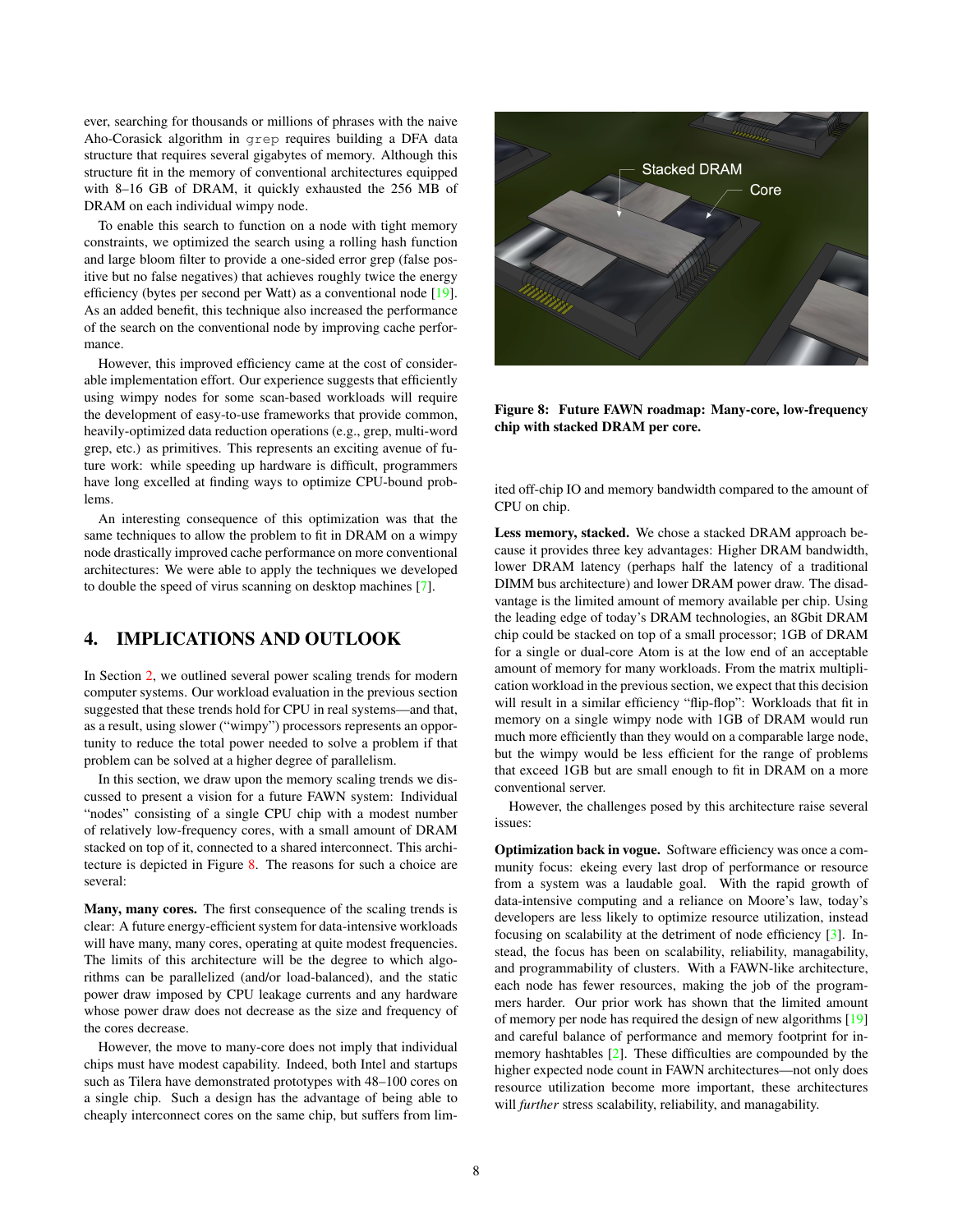ever, searching for thousands or millions of phrases with the naive Aho-Corasick algorithm in `grep` requires building a DFA data structure that requires several gigabytes of memory. Although this structure fit in the memory of conventional architectures equipped with 8–16 GB of DRAM, it quickly exhausted the 256 MB of DRAM on each individual wimpy node.

To enable this search to function on a node with tight memory constraints, we optimized the search using a rolling hash function and large bloom filter to provide a one-sided error grep (false positive but no false negatives) that achieves roughly twice the energy efficiency (bytes per second per Watt) as a conventional node [19]. As an added benefit, this technique also increased the performance of the search on the conventional node by improving cache performance.

However, this improved efficiency came at the cost of considerable implementation effort. Our experience suggests that efficiently using wimpy nodes for some scan-based workloads will require the development of easy-to-use frameworks that provide common, heavily-optimized data reduction operations (e.g., grep, multi-word grep, etc.) as primitives. This represents an exciting avenue of future work: while speeding up hardware is difficult, programmers have long excelled at finding ways to optimize CPU-bound problems.

An interesting consequence of this optimization was that the same techniques to allow the problem to fit in DRAM on a wimpy node drastically improved cache performance on more conventional architectures: We were able to apply the techniques we developed to double the speed of virus scanning on desktop machines [7].

## 4. IMPLICATIONS AND OUTLOOK

In Section 2, we outlined several power scaling trends for modern computer systems. Our workload evaluation in the previous section suggested that these trends hold for CPU in real systems—and that, as a result, using slower ("wimpy") processors represents an opportunity to reduce the total power needed to solve a problem if that problem can be solved at a higher degree of parallelism.

In this section, we draw upon the memory scaling trends we discussed to present a vision for a future FAWN system: Individual "nodes" consisting of a single CPU chip with a modest number of relatively low-frequency cores, with a small amount of DRAM stacked on top of it, connected to a shared interconnect. This architecture is depicted in Figure 8. The reasons for such a choice are several:

**Many, many cores.** The first consequence of the scaling trends is clear: A future energy-efficient system for data-intensive workloads will have many, many cores, operating at quite modest frequencies. The limits of this architecture will be the degree to which algorithms can be parallelized (and/or load-balanced), and the static power draw imposed by CPU leakage currents and any hardware whose power draw does not decrease as the size and frequency of the cores decrease.

However, the move to many-core does not imply that individual chips must have modest capability. Indeed, both Intel and startups such as Tilera have demonstrated prototypes with 48–100 cores on a single chip. Such a design has the advantage of being able to cheaply interconnect cores on the same chip, but suffers from limited off-chip IO and memory bandwidth compared to the amount of CPU on chip.

**Figure 8: Future FAWN roadmap: Many-core, low-frequency chip with stacked DRAM per core.**

**Less memory, stacked.** We chose a stacked DRAM approach because it provides three key advantages: Higher DRAM bandwidth, lower DRAM latency (perhaps half the latency of a traditional DIMM bus architecture) and lower DRAM power draw. The disadvantage is the limited amount of memory available per chip. Using the leading edge of today's DRAM technologies, an 8Gbit DRAM chip could be stacked on top of a small processor; 1GB of DRAM for a single or dual-core Atom is at the low end of an acceptable amount of memory for many workloads. From the matrix multiplication workload in the previous section, we expect that this decision will result in a similar efficiency "flip-flop": Workloads that fit in memory on a single wimpy node with 1GB of DRAM would run much more efficiently than they would on a comparable large node, but the wimpy would be less efficient for the range of problems that exceed 1GB but are small enough to fit in DRAM on a more conventional server.

However, the challenges posed by this architecture raise several issues:

**Optimization back in vogue.** Software efficiency was once a community focus: ekeing every last drop of performance or resource from a system was a laudable goal. With the rapid growth of data-intensive computing and a reliance on Moore's law, today's developers are less likely to optimize resource utilization, instead focusing on scalability at the detriment of node efficiency [3]. Instead, the focus has been on scalability, reliability, managability, and programmability of clusters. With a FAWN-like architecture, each node has fewer resources, making the job of the programmers harder. Our prior work has shown that the limited amount of memory per node has required the design of new algorithms [19] and careful balance of performance and memory footprint for in-memory hashtables [2]. These difficulties are compounded by the higher expected node count in FAWN architectures—not only does resource utilization become more important, these architectures will *further* stress scalability, reliability, and managability.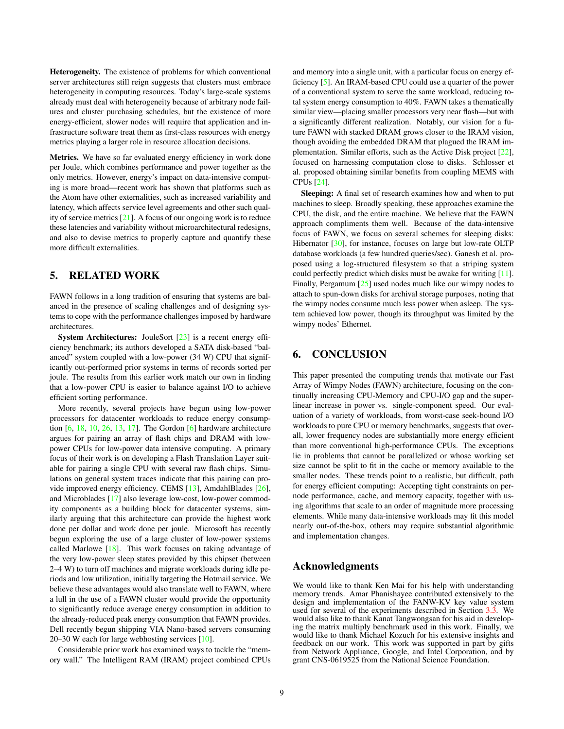**Heterogeneity.** The existence of problems for which conventional server architectures still reign suggests that clusters must embrace heterogeneity in computing resources. Today's large-scale systems already must deal with heterogeneity because of arbitrary node failures and cluster purchasing schedules, but the existence of more energy-efficient, slower nodes will require that application and infrastructure software treat them as first-class resources with energy metrics playing a larger role in resource allocation decisions.

**Metrics.** We have so far evaluated energy efficiency in work done per Joule, which combines performance and power together as the only metrics. However, energy's impact on data-intensive computing is more broad—recent work has shown that platforms such as the Atom have other externalities, such as increased variability and latency, which affects service level agreements and other such quality of service metrics [21]. A focus of our ongoing work is to reduce these latencies and variability without microarchitectural redesigns, and also to devise metrics to properly capture and quantify these more difficult externalities.

## 5. RELATED WORK

FAWN follows in a long tradition of ensuring that systems are balanced in the presence of scaling challenges and of designing systems to cope with the performance challenges imposed by hardware architectures.

**System Architectures:** JouleSort [23] is a recent energy efficiency benchmark; its authors developed a SATA disk-based "balanced" system coupled with a low-power (34 W) CPU that significantly out-performed prior systems in terms of records sorted per joule. The results from this earlier work match our own in finding that a low-power CPU is easier to balance against I/O to achieve efficient sorting performance.

More recently, several projects have begun using low-power processors for datacenter workloads to reduce energy consumption [6, 18, 10, 26, 13, 17]. The Gordon [6] hardware architecture argues for pairing an array of flash chips and DRAM with low-power CPUs for low-power data intensive computing. A primary focus of their work is on developing a Flash Translation Layer suitable for pairing a single CPU with several raw flash chips. Simulations on general system traces indicate that this pairing can provide improved energy efficiency. CEMS [13], AmdahlBlades [26], and Microblades [17] also leverage low-cost, low-power commodity components as a building block for datacenter systems, similarly arguing that this architecture can provide the highest work done per dollar and work done per joule. Microsoft has recently begun exploring the use of a large cluster of low-power systems called Marlowe [18]. This work focuses on taking advantage of the very low-power sleep states provided by this chipset (between 2–4 W) to turn off machines and migrate workloads during idle periods and low utilization, initially targeting the Hotmail service. We believe these advantages would also translate well to FAWN, where a lull in the use of a FAWN cluster would provide the opportunity to significantly reduce average energy consumption in addition to the already-reduced peak energy consumption that FAWN provides. Dell recently begun shipping VIA Nano-based servers consuming 20–30 W each for large webhosting services [10].

Considerable prior work has examined ways to tackle the "memory wall." The Intelligent RAM (IRAM) project combined CPUs and memory into a single unit, with a particular focus on energy efficiency [5]. An IRAM-based CPU could use a quarter of the power of a conventional system to serve the same workload, reducing total system energy consumption to 40%. FAWN takes a thematically similar view—placing smaller processors very near flash—but with a significantly different realization. Notably, our vision for a future FAWN with stacked DRAM grows closer to the IRAM vision, though avoiding the embedded DRAM that plagued the IRAM implementation. Similar efforts, such as the Active Disk project [22], focused on harnessing computation close to disks. Schlosser et al. proposed obtaining similar benefits from coupling MEMS with CPUs [24].

**Sleeping:** A final set of research examines how and when to put machines to sleep. Broadly speaking, these approaches examine the CPU, the disk, and the entire machine. We believe that the FAWN approach compliments them well. Because of the data-intensive focus of FAWN, we focus on several schemes for sleeping disks: Hibernator [30], for instance, focuses on large but low-rate OLTP database workloads (a few hundred queries/sec). Ganesh et al. proposed using a log-structured filesystem so that a striping system could perfectly predict which disks must be awake for writing [11]. Finally, Pergamum [25] used nodes much like our wimpy nodes to attach to spun-down disks for archival storage purposes, noting that the wimpy nodes consume much less power when asleep. The system achieved low power, though its throughput was limited by the wimpy nodes' Ethernet.

## 6. CONCLUSION

This paper presented the computing trends that motivate our Fast Array of Wimpy Nodes (FAWN) architecture, focusing on the continually increasing CPU-Memory and CPU-I/O gap and the superlinear increase in power vs. single-component speed. Our evaluation of a variety of workloads, from worst-case seek-bound I/O workloads to pure CPU or memory benchmarks, suggests that overall, lower frequency nodes are substantially more energy efficient than more conventional high-performance CPUs. The exceptions lie in problems that cannot be parallelized or whose working set size cannot be split to fit in the cache or memory available to the smaller nodes. These trends point to a realistic, but difficult, path for energy efficient computing: Accepting tight constraints on per-node performance, cache, and memory capacity, together with using algorithms that scale to an order of magnitude more processing elements. While many data-intensive workloads may fit this model nearly out-of-the-box, others may require substantial algorithmic and implementation changes.

## Acknowledgments

We would like to thank Ken Mai for his help with understanding memory trends. Amar Phanishayee contributed extensively to the design and implementation of the FANW-KV key value system used for several of the experiments described in Section 3.3. We would also like to thank Kanat Tangwongsan for his aid in developing the matrix multiply benchmark used in this work. Finally, we would like to thank Michael Kozuch for his extensive insights and feedback on our work. This work was supported in part by gifts from Network Appliance, Google, and Intel Corporation, and by grant CNS-0619525 from the National Science Foundation.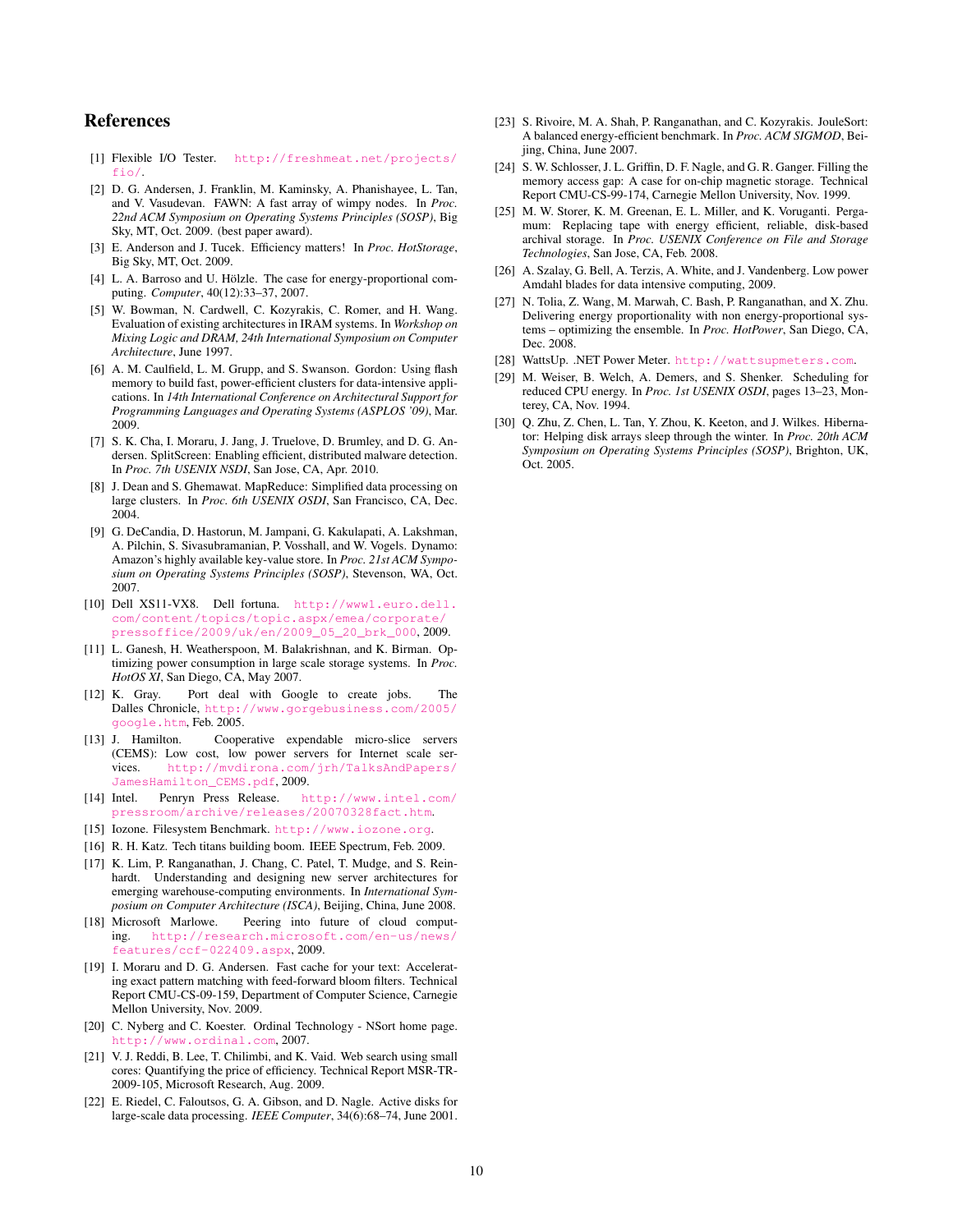## References

[1] Flexible I/O Tester. http://freshmeat.net/projects/fio/.

[2] D. G. Andersen, J. Franklin, M. Kaminsky, A. Phanishayee, L. Tan, and V. Vasudevan. FAWN: A fast array of wimpy nodes. In *Proc. 22nd ACM Symposium on Operating Systems Principles (SOSP)*, Big Sky, MT, Oct. 2009. (best paper award).

[3] E. Anderson and J. Tucek. Efficiency matters! In *Proc. HotStorage*, Big Sky, MT, Oct. 2009.

[4] L. A. Barroso and U. Hölzle. The case for energy-proportional computing. *Computer*, 40(12):33–37, 2007.

[5] W. Bowman, N. Cardwell, C. Kozyrakis, C. Romer, and H. Wang. Evaluation of existing architectures in IRAM systems. In *Workshop on Mixing Logic and DRAM, 24th International Symposium on Computer Architecture*, June 1997.

[6] A. M. Caulfield, L. M. Grupp, and S. Swanson. Gordon: Using flash memory to build fast, power-efficient clusters for data-intensive applications. In *14th International Conference on Architectural Support for Programming Languages and Operating Systems (ASPLOS '09)*, Mar. 2009.

[7] S. K. Cha, I. Moraru, J. Jang, J. Truelove, D. Brumley, and D. G. Andersen. SplitScreen: Enabling efficient, distributed malware detection. In *Proc. 7th USENIX NSDI*, San Jose, CA, Apr. 2010.

[8] J. Dean and S. Ghemawat. MapReduce: Simplified data processing on large clusters. In *Proc. 6th USENIX OSDI*, San Francisco, CA, Dec. 2004.

[9] G. DeCandia, D. Hastorun, M. Jampani, G. Kakulapati, A. Lakshman, A. Pilchin, S. Sivasubramanian, P. Vosshall, and W. Vogels. Dynamo: Amazon's highly available key-value store. In *Proc. 21st ACM Symposium on Operating Systems Principles (SOSP)*, Stevenson, WA, Oct. 2007.

[10] Dell XS11-VX8. Dell fortuna. http://www1.euro.dell.com/content/topics/topic.aspx/emea/corporate/pressoffice/2009/uk/en/2009_05_20_brk_000, 2009.

[11] L. Ganesh, H. Weatherspoon, M. Balakrishnan, and K. Birman. Optimizing power consumption in large scale storage systems. In *Proc. HotOS XI*, San Diego, CA, May 2007.

[12] K. Gray. Port deal with Google to create jobs. The Dalles Chronicle, http://www.gorgebusiness.com/2005/google.htm, Feb. 2005.

[13] J. Hamilton. Cooperative expendable micro-slice servers (CEMS): Low cost, low power servers for Internet scale services. http://mvdirona.com/jrh/TalksAndPapers/JamesHamilton_CEMS.pdf, 2009.

[14] Intel. Penryn Press Release. http://www.intel.com/pressroom/archive/releases/20070328fact.htm.

[15] Iozone. Filesystem Benchmark. http://www.iozone.org.

[16] R. H. Katz. Tech titans building boom. IEEE Spectrum, Feb. 2009.

[17] K. Lim, P. Ranganathan, J. Chang, C. Patel, T. Mudge, and S. Reinhardt. Understanding and designing new server architectures for emerging warehouse-computing environments. In *International Symposium on Computer Architecture (ISCA)*, Beijing, China, June 2008.

[18] Microsoft Marlowe. Peering into future of cloud computing. http://research.microsoft.com/en-us/news/features/ccf-022409.aspx, 2009.

[19] I. Moraru and D. G. Andersen. Fast cache for your text: Accelerating exact pattern matching with feed-forward bloom filters. Technical Report CMU-CS-09-159, Department of Computer Science, Carnegie Mellon University, Nov. 2009.

[20] C. Nyberg and C. Koester. Ordinal Technology - NSort home page. http://www.ordinal.com, 2007.

[21] V. J. Reddi, B. Lee, T. Chilimbi, and K. Vaid. Web search using small cores: Quantifying the price of efficiency. Technical Report MSR-TR-2009-105, Microsoft Research, Aug. 2009.

[22] E. Riedel, C. Faloutsos, G. A. Gibson, and D. Nagle. Active disks for large-scale data processing. *IEEE Computer*, 34(6):68–74, June 2001.

[23] S. Rivoire, M. A. Shah, P. Ranganathan, and C. Kozyrakis. JouleSort: A balanced energy-efficient benchmark. In *Proc. ACM SIGMOD*, Beijing, China, June 2007.

[24] S. W. Schlosser, J. L. Griffin, D. F. Nagle, and G. R. Ganger. Filling the memory access gap: A case for on-chip magnetic storage. Technical Report CMU-CS-99-174, Carnegie Mellon University, Nov. 1999.

[25] M. W. Storer, K. M. Greenan, E. L. Miller, and K. Voruganti. Pergamum: Replacing tape with energy efficient, reliable, disk-based archival storage. In *Proc. USENIX Conference on File and Storage Technologies*, San Jose, CA, Feb. 2008.

[26] A. Szalay, G. Bell, A. Terzis, A. White, and J. Vandenberg. Low power Amdahl blades for data intensive computing, 2009.

[27] N. Tolia, Z. Wang, M. Marwah, C. Bash, P. Ranganathan, and X. Zhu. Delivering energy proportionality with non energy-proportional systems – optimizing the ensemble. In *Proc. HotPower*, San Diego, CA, Dec. 2008.

[28] WattsUp. .NET Power Meter. http://wattsupmeters.com.

[29] M. Weiser, B. Welch, A. Demers, and S. Shenker. Scheduling for reduced CPU energy. In *Proc. 1st USENIX OSDI*, pages 13–23, Monterey, CA, Nov. 1994.

[30] Q. Zhu, Z. Chen, L. Tan, Y. Zhou, K. Keeton, and J. Wilkes. Hibernator: Helping disk arrays sleep through the winter. In *Proc. 20th ACM Symposium on Operating Systems Principles (SOSP)*, Brighton, UK, Oct. 2005.